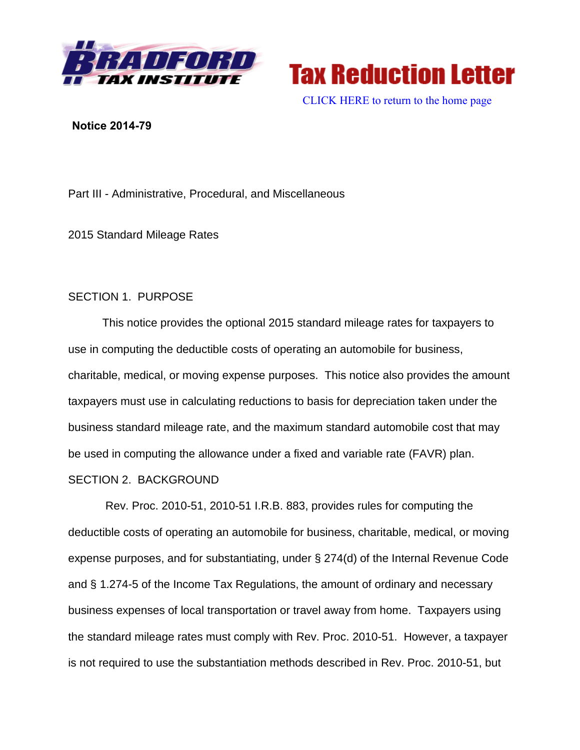Tax Reduction Letter

CLICK HERE to return to the home page

**Notice 2014-79**

Part III - Administrative, Procedural, and Miscellaneous

2015 Standard Mileage Rates

SECTION 1. PURPOSE

This notice provides the optional 2015 standard mileage rates for taxpayers to use in computing the deductible costs of operating an automobile for business, charitable, medical, or moving expense purposes. This notice also provides the amount taxpayers must use in calculating reductions to basis for depreciation taken under the business standard mileage rate, and the maximum standard automobile cost that may be used in computing the allowance under a fixed and variable rate (FAVR) plan.

SECTION 2. BACKGROUND

Rev. Proc. 2010-51, 2010-51 I.R.B. 883, provides rules for computing the deductible costs of operating an automobile for business, charitable, medical, or moving expense purposes, and for substantiating, under § 274(d) of the Internal Revenue Code and § 1.274-5 of the Income Tax Regulations, the amount of ordinary and necessary business expenses of local transportation or travel away from home. Taxpayers using the standard mileage rates must comply with Rev. Proc. 2010-51. However, a taxpayer is not required to use the substantiation methods described in Rev. Proc. 2010-51, but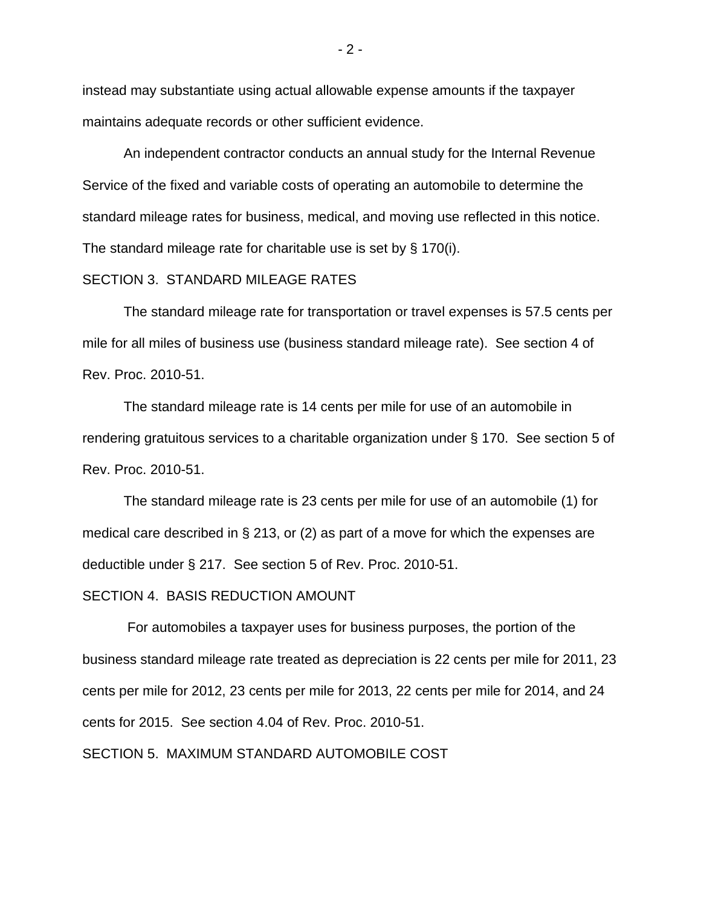instead may substantiate using actual allowable expense amounts if the taxpayer maintains adequate records or other sufficient evidence.

An independent contractor conducts an annual study for the Internal Revenue Service of the fixed and variable costs of operating an automobile to determine the standard mileage rates for business, medical, and moving use reflected in this notice. The standard mileage rate for charitable use is set by § 170(i).

## SECTION 3. STANDARD MILEAGE RATES

The standard mileage rate for transportation or travel expenses is 57.5 cents per mile for all miles of business use (business standard mileage rate). See section 4 of Rev. Proc. 2010-51.

The standard mileage rate is 14 cents per mile for use of an automobile in rendering gratuitous services to a charitable organization under § 170. See section 5 of Rev. Proc. 2010-51.

The standard mileage rate is 23 cents per mile for use of an automobile (1) for medical care described in § 213, or (2) as part of a move for which the expenses are deductible under § 217. See section 5 of Rev. Proc. 2010-51.

## SECTION 4. BASIS REDUCTION AMOUNT

For automobiles a taxpayer uses for business purposes, the portion of the business standard mileage rate treated as depreciation is 22 cents per mile for 2011, 23 cents per mile for 2012, 23 cents per mile for 2013, 22 cents per mile for 2014, and 24 cents for 2015. See section 4.04 of Rev. Proc. 2010-51.

## SECTION 5. MAXIMUM STANDARD AUTOMOBILE COST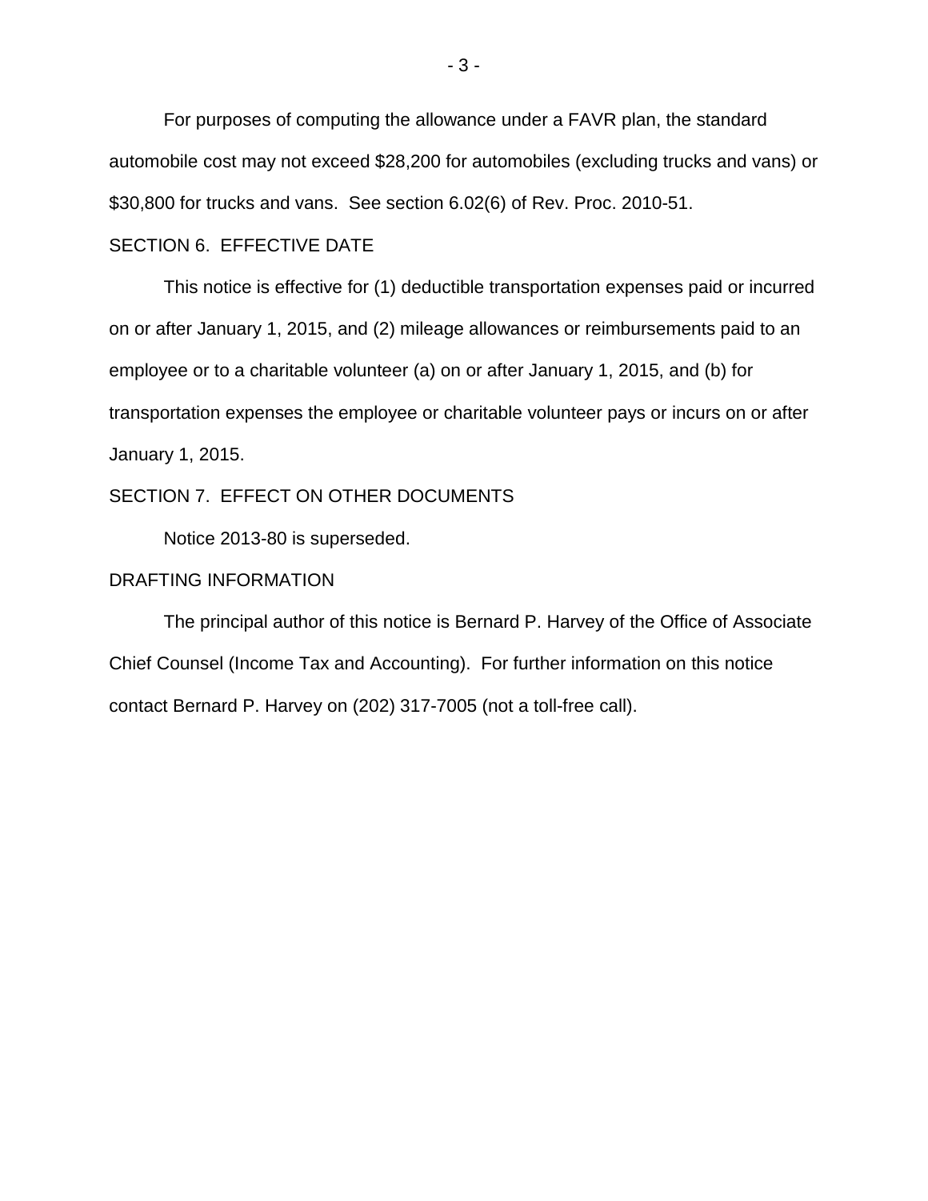For purposes of computing the allowance under a FAVR plan, the standard automobile cost may not exceed $28,200 for automobiles (excluding trucks and vans) or $30,800 for trucks and vans. See section 6.02(6) of Rev. Proc. 2010-51.

## SECTION 6. EFFECTIVE DATE

This notice is effective for (1) deductible transportation expenses paid or incurred on or after January 1, 2015, and (2) mileage allowances or reimbursements paid to an employee or to a charitable volunteer (a) on or after January 1, 2015, and (b) for transportation expenses the employee or charitable volunteer pays or incurs on or after January 1, 2015.

## SECTION 7. EFFECT ON OTHER DOCUMENTS

Notice 2013-80 is superseded.

## DRAFTING INFORMATION

The principal author of this notice is Bernard P. Harvey of the Office of Associate Chief Counsel (Income Tax and Accounting). For further information on this notice contact Bernard P. Harvey on (202) 317-7005 (not a toll-free call).